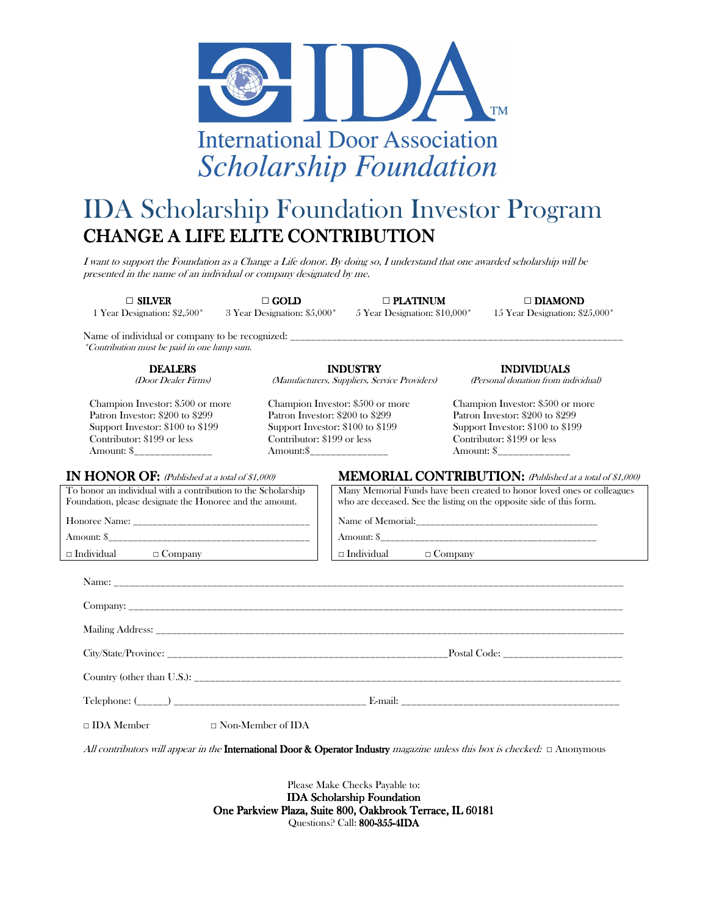IDA™

International Door Association
*Scholarship Foundation*

# IDA Scholarship Foundation Investor Program

## CHANGE A LIFE ELITE CONTRIBUTION

*I want to support the Foundation as a Change a Life donor. By doing so, I understand that one awarded scholarship will be presented in the name of an individual or company designated by me.*

| □ **SILVER** | □ **GOLD** | □ **PLATINUM** | □ **DIAMOND** |
|---|---|---|---|
| 1 Year Designation: $2,500* | 3 Year Designation: $5,000* | 5 Year Designation: $10,000* | 15 Year Designation: $25,000* |

Name of individual or company to be recognized: ______________________________________________

*\*Contribution must be paid in one lump sum.*

| **DEALERS** *(Door Dealer Firms)* | **INDUSTRY** *(Manufacturers, Suppliers, Service Providers)* | **INDIVIDUALS** *(Personal donation from individual)* |
|---|---|---|
| Champion Investor: $500 or more | Champion Investor: $500 or more | Champion Investor: $500 or more |
| Patron Investor: $200 to $299 | Patron Investor: $200 to $299 | Patron Investor: $200 to $299 |
| Support Investor: $100 to $199 | Support Investor: $100 to $199 | Support Investor: $100 to $199 |
| Contributor: $199 or less | Contributor: $199 or less | Contributor: $199 or less |
| Amount: $______________ | Amount:$______________ | Amount: $______________ |

### IN HONOR OF: *(Published at a total of $1,000)*

To honor an individual with a contribution to the Scholarship Foundation, please designate the Honoree and the amount.

Honoree Name: ___________________________________

Amount: $______________________________________

□ Individual □ Company

### MEMORIAL CONTRIBUTION: *(Published at a total of $1,000)*

Many Memorial Funds have been created to honor loved ones or colleagues who are deceased. See the listing on the opposite side of this form.

Name of Memorial:___________________________________

Amount: $______________________________________

□ Individual □ Company

Name: ______________________________________________________________________________

Company: ___________________________________________________________________________

Mailing Address: _____________________________________________________________________

City/State/Province: ____________________________________________Postal Code: _____________________

Country (other than U.S.): ______________________________________________________________

Telephone: (_____) ___________________________________ E-mail: ___________________________________

□ IDA Member □ Non-Member of IDA

*All contributors will appear in the* **International Door & Operator Industry** *magazine unless this box is checked:* □ Anonymous

Please Make Checks Payable to:
**IDA Scholarship Foundation**
**One Parkview Plaza, Suite 800, Oakbrook Terrace, IL 60181**
Questions? Call: **800-355-4IDA**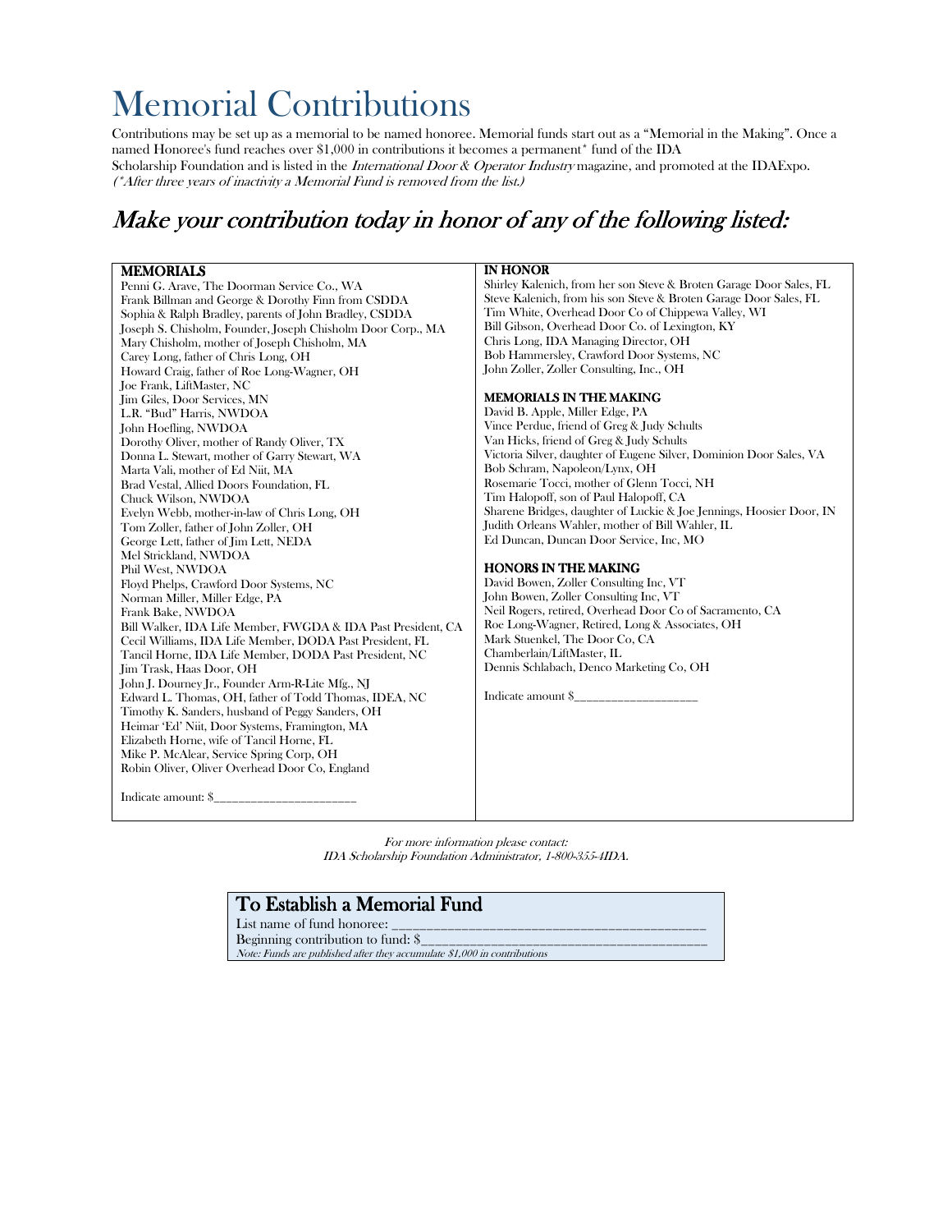# Memorial Contributions

Contributions may be set up as a memorial to be named honoree. Memorial funds start out as a "Memorial in the Making". Once a named Honoree's fund reaches over $1,000 in contributions it becomes a permanent* fund of the IDA Scholarship Foundation and is listed in the *International Door & Operator Industry* magazine, and promoted at the IDAExpo.
*(\*After three years of inactivity a Memorial Fund is removed from the list.)*

## *Make your contribution today in honor of any of the following listed:*

**MEMORIALS**

Penni G. Arave, The Doorman Service Co., WA
Frank Billman and George & Dorothy Finn from CSDDA
Sophia & Ralph Bradley, parents of John Bradley, CSDDA
Joseph S. Chisholm, Founder, Joseph Chisholm Door Corp., MA
Mary Chisholm, mother of Joseph Chisholm, MA
Carey Long, father of Chris Long, OH
Howard Craig, father of Roe Long-Wagner, OH
Joe Frank, LiftMaster, NC
Jim Giles, Door Services, MN
L.R. "Bud" Harris, NWDOA
John Hoefling, NWDOA
Dorothy Oliver, mother of Randy Oliver, TX
Donna L. Stewart, mother of Garry Stewart, WA
Marta Vali, mother of Ed Niit, MA
Brad Vestal, Allied Doors Foundation, FL
Chuck Wilson, NWDOA
Evelyn Webb, mother-in-law of Chris Long, OH
Tom Zoller, father of John Zoller, OH
George Lett, father of Jim Lett, NEDA
Mel Strickland, NWDOA
Phil West, NWDOA
Floyd Phelps, Crawford Door Systems, NC
Norman Miller, Miller Edge, PA
Frank Bake, NWDOA
Bill Walker, IDA Life Member, FWGDA & IDA Past President, CA
Cecil Williams, IDA Life Member, DODA Past President, FL
Tancil Horne, IDA Life Member, DODA Past President, NC
Jim Trask, Haas Door, OH
John J. Dourney Jr., Founder Arm-R-Lite Mfg., NJ
Edward L. Thomas, OH, father of Todd Thomas, IDEA, NC
Timothy K. Sanders, husband of Peggy Sanders, OH
Heimar 'Ed' Niit, Door Systems, Framington, MA
Elizabeth Horne, wife of Tancil Horne, FL
Mike P. McAlear, Service Spring Corp, OH
Robin Oliver, Oliver Overhead Door Co, England

Indicate amount: $______________________

**IN HONOR**

Shirley Kalenich, from her son Steve & Broten Garage Door Sales, FL
Steve Kalenich, from his son Steve & Broten Garage Door Sales, FL
Tim White, Overhead Door Co of Chippewa Valley, WI
Bill Gibson, Overhead Door Co. of Lexington, KY
Chris Long, IDA Managing Director, OH
Bob Hammersley, Crawford Door Systems, NC
John Zoller, Zoller Consulting, Inc., OH

**MEMORIALS IN THE MAKING**

David B. Apple, Miller Edge, PA
Vince Perdue, friend of Greg & Judy Schults
Van Hicks, friend of Greg & Judy Schults
Victoria Silver, daughter of Eugene Silver, Dominion Door Sales, VA
Bob Schram, Napoleon/Lynx, OH
Rosemarie Tocci, mother of Glenn Tocci, NH
Tim Halopoff, son of Paul Halopoff, CA
Sharene Bridges, daughter of Luckie & Joe Jennings, Hoosier Door, IN
Judith Orleans Wahler, mother of Bill Wahler, IL
Ed Duncan, Duncan Door Service, Inc, MO

**HONORS IN THE MAKING**

David Bowen, Zoller Consulting Inc, VT
John Bowen, Zoller Consulting Inc, VT
Neil Rogers, retired, Overhead Door Co of Sacramento, CA
Roe Long-Wagner, Retired, Long & Associates, OH
Mark Stuenkel, The Door Co, CA
Chamberlain/LiftMaster, IL
Dennis Schlabach, Denco Marketing Co, OH

Indicate amount $___________________

*For more information please contact:*
*IDA Scholarship Foundation Administrator, 1-800-355-4IDA.*

## To Establish a Memorial Fund

List name of fund honoree: ___________________________________________
Beginning contribution to fund: $_______________________________________
*Note: Funds are published after they accumulate $1,000 in contributions*